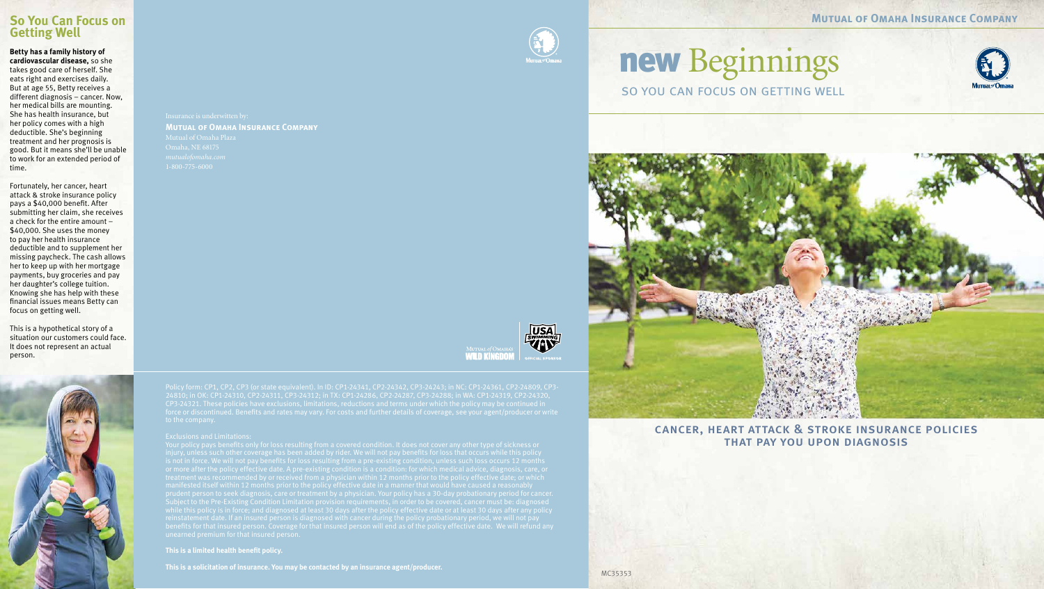## So You Can Focus on Getting Well

**Betty has a family history of cardiovascular disease,** so she takes good care of herself. She eats right and exercises daily. But at age 55, Betty receives a different diagnosis – cancer. Now, her medical bills are mounting. She has health insurance, but her policy comes with a high deductible. She's beginning treatment and her prognosis is good. But it means she'll be unable to work for an extended period of time.

Fortunately, her cancer, heart attack & stroke insurance policy pays a $40,000 benefit. After submitting her claim, she receives a check for the entire amount – $40,000. She uses the money to pay her health insurance deductible and to supplement her missing paycheck. The cash allows her to keep up with her mortgage payments, buy groceries and pay her daughter's college tuition. Knowing she has help with these financial issues means Betty can focus on getting well.

This is a hypothetical story of a situation our customers could face. It does not represent an actual person.

Insurance is underwritten by:

**Mutual of Omaha Insurance Company**
Mutual of Omaha Plaza
Omaha, NE 68175
*mutualofomaha.com*
1-800-775-6000

Mutual of Omaha's Wild Kingdom | USA Swimming Official Sponsor

Policy form: CP1, CP2, CP3 (or state equivalent). In ID: CP1-24341, CP2-24342, CP3-24243; in NC: CP1-24361, CP2-24809, CP3-24810; in OK: CP1-24310, CP2-24311, CP3-24312; in TX: CP1-24286, CP2-24287, CP3-24288; in WA: CP1-24319, CP2-24320, CP3-24321. These policies have exclusions, limitations, reductions and terms under which the policy may be continued in force or discontinued. Benefits and rates may vary. For costs and further details of coverage, see your agent/producer or write to the company.

Exclusions and Limitations:

Your policy pays benefits only for loss resulting from a covered condition. It does not cover any other type of sickness or injury, unless such other coverage has been added by rider. We will not pay benefits for loss that occurs while this policy is not in force. We will not pay benefits for loss resulting from a pre-existing condition, unless such loss occurs 12 months or more after the policy effective date. A pre-existing condition is a condition: for which medical advice, diagnosis, care, or treatment was recommended by or received from a physician within 12 months prior to the policy effective date; or which manifested itself within 12 months prior to the policy effective date in a manner that would have caused a reasonably prudent person to seek diagnosis, care or treatment by a physician. Your policy has a 30-day probationary period for cancer. Subject to the Pre-Existing Condition Limitation provision requirements, in order to be covered, cancer must be: diagnosed while this policy is in force; and diagnosed at least 30 days after the policy effective date or at least 30 days after any policy reinstatement date. If an insured person is diagnosed with cancer during the policy probationary period, we will not pay benefits for that insured person. Coverage for that insured person will end as of the policy effective date. We will refund any unearned premium for that insured person.

**This is a limited health benefit policy.**

**This is a solicitation of insurance. You may be contacted by an insurance agent/producer.**

**Mutual of Omaha Insurance Company**

# new Beginnings

SO YOU CAN FOCUS ON GETTING WELL

## CANCER, HEART ATTACK & STROKE INSURANCE POLICIES THAT PAY YOU UPON DIAGNOSIS

MC35353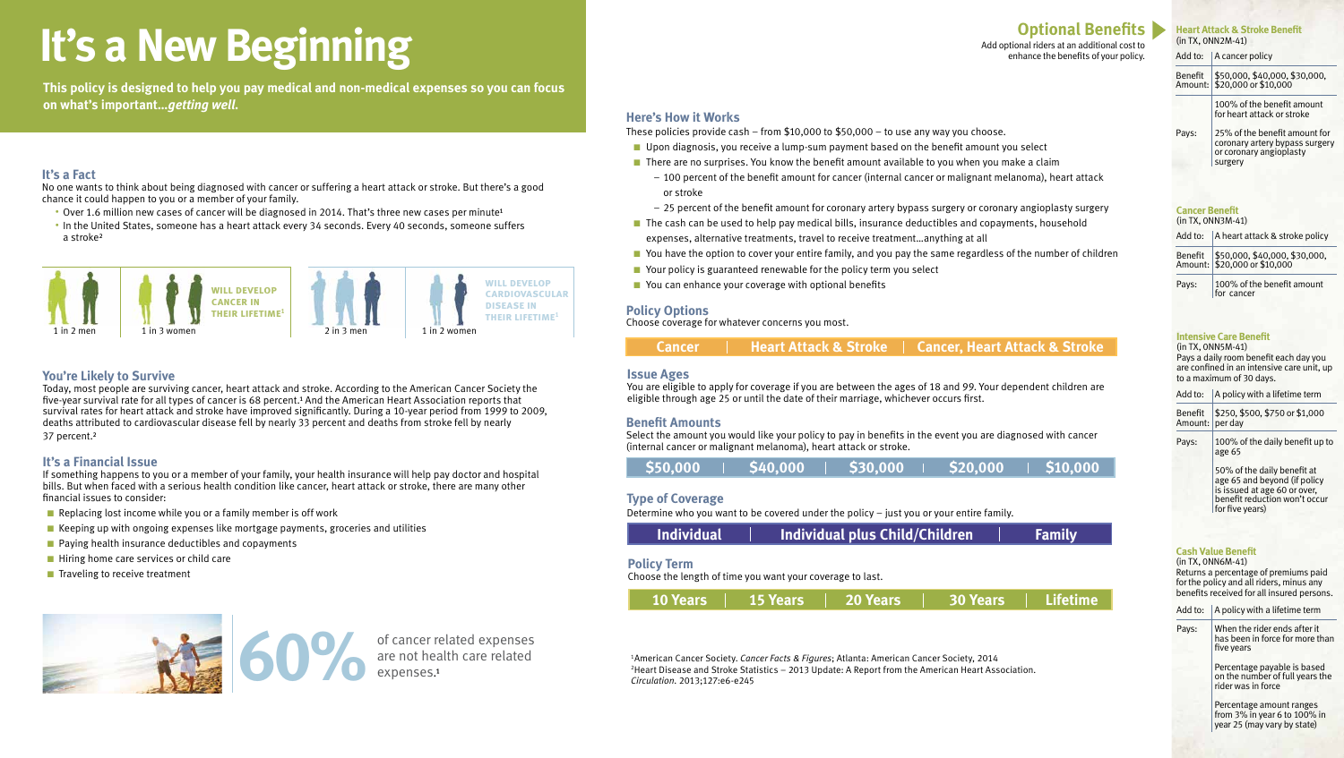# It's a New Beginning

**This policy is designed to help you pay medical and non-medical expenses so you can focus on what's important...*getting well.***

### It's a Fact

No one wants to think about being diagnosed with cancer or suffering a heart attack or stroke. But there's a good chance it could happen to you or a member of your family.

- Over 1.6 million new cases of cancer will be diagnosed in 2014. That's three new cases per minute[1]
- In the United States, someone has a heart attack every 34 seconds. Every 40 seconds, someone suffers a stroke[2]

1 in 2 men

1 in 3 women

WILL DEVELOP CANCER IN THEIR LIFETIME[1]

2 in 3 men

1 in 2 women

WILL DEVELOP CARDIOVASCULAR DISEASE IN THEIR LIFETIME[1]

### You're Likely to Survive

Today, most people are surviving cancer, heart attack and stroke. According to the American Cancer Society the five-year survival rate for all types of cancer is 68 percent.[1] And the American Heart Association reports that survival rates for heart attack and stroke have improved significantly. During a 10-year period from 1999 to 2009, deaths attributed to cardiovascular disease fell by nearly 33 percent and deaths from stroke fell by nearly 37 percent.[2]

### It's a Financial Issue

If something happens to you or a member of your family, your health insurance will help pay doctor and hospital bills. But when faced with a serious health condition like cancer, heart attack or stroke, there are many other financial issues to consider:

- Replacing lost income while you or a family member is off work
- Keeping up with ongoing expenses like mortgage payments, groceries and utilities
- Paying health insurance deductibles and copayments
- Hiring home care services or child care
- Traveling to receive treatment

**60%** of cancer related expenses are not health care related expenses.[1]

### Here's How it Works

These policies provide cash – from $10,000 to $50,000 – to use any way you choose.

- Upon diagnosis, you receive a lump-sum payment based on the benefit amount you select
- There are no surprises. You know the benefit amount available to you when you make a claim
  - 100 percent of the benefit amount for cancer (internal cancer or malignant melanoma), heart attack or stroke
  - 25 percent of the benefit amount for coronary artery bypass surgery or coronary angioplasty surgery
- The cash can be used to help pay medical bills, insurance deductibles and copayments, household expenses, alternative treatments, travel to receive treatment...anything at all
- You have the option to cover your entire family, and you pay the same regardless of the number of children
- Your policy is guaranteed renewable for the policy term you select
- You can enhance your coverage with optional benefits

### Policy Options

Choose coverage for whatever concerns you most.

| Cancer | Heart Attack & Stroke | Cancer, Heart Attack & Stroke |
|---|---|---|

### Issue Ages

You are eligible to apply for coverage if you are between the ages of 18 and 99. Your dependent children are eligible through age 25 or until the date of their marriage, whichever occurs first.

### Benefit Amounts

Select the amount you would like your policy to pay in benefits in the event you are diagnosed with cancer (internal cancer or malignant melanoma), heart attack or stroke.

| $50,000 | $40,000 | $30,000 | $20,000 | $10,000 |
|---|---|---|---|---|

### Type of Coverage

Determine who you want to be covered under the policy – just you or your entire family.

| Individual | Individual plus Child/Children | Family |
|---|---|---|

### Policy Term

Choose the length of time you want your coverage to last.

| 10 Years | 15 Years | 20 Years | 30 Years | Lifetime |
|---|---|---|---|---|

[1]American Cancer Society. *Cancer Facts & Figures*; Atlanta: American Cancer Society, 2014
[2]Heart Disease and Stroke Statistics – 2013 Update: A Report from the American Heart Association. *Circulation*. 2013;127:e6-e245

## Optional Benefits

Add optional riders at an additional cost to enhance the benefits of your policy.

### Heart Attack & Stroke Benefit
(in TX, 0NN2M-41)

| | |
|---|---|
| Add to: | A cancer policy |
| Benefit Amount: | $50,000, $40,000, $30,000, $20,000 or $10,000 |
| Pays: | 100% of the benefit amount for heart attack or stroke<br>25% of the benefit amount for coronary artery bypass surgery or coronary angioplasty surgery |

### Cancer Benefit
(in TX, 0NN3M-41)

| | |
|---|---|
| Add to: | A heart attack & stroke policy |
| Benefit Amount: | $50,000, $40,000, $30,000, $20,000 or $10,000 |
| Pays: | 100% of the benefit amount for cancer |

### Intensive Care Benefit
(in TX, 0NN5M-41)

Pays a daily room benefit each day you are confined in an intensive care unit, up to a maximum of 30 days.

| | |
|---|---|
| Add to: | A policy with a lifetime term |
| Benefit Amount: | $250, $500, $750 or $1,000 per day |
| Pays: | 100% of the daily benefit up to age 65<br>50% of the daily benefit at age 65 and beyond (if policy is issued at age 60 or over, benefit reduction won't occur for five years) |

### Cash Value Benefit
(in TX, 0NN6M-41)

Returns a percentage of premiums paid for the policy and all riders, minus any benefits received for all insured persons.

| | |
|---|---|
| Add to: | A policy with a lifetime term |
| Pays: | When the rider ends after it has been in force for more than five years<br>Percentage payable is based on the number of full years the rider was in force<br>Percentage amount ranges from 3% in year 6 to 100% in year 25 (may vary by state) |